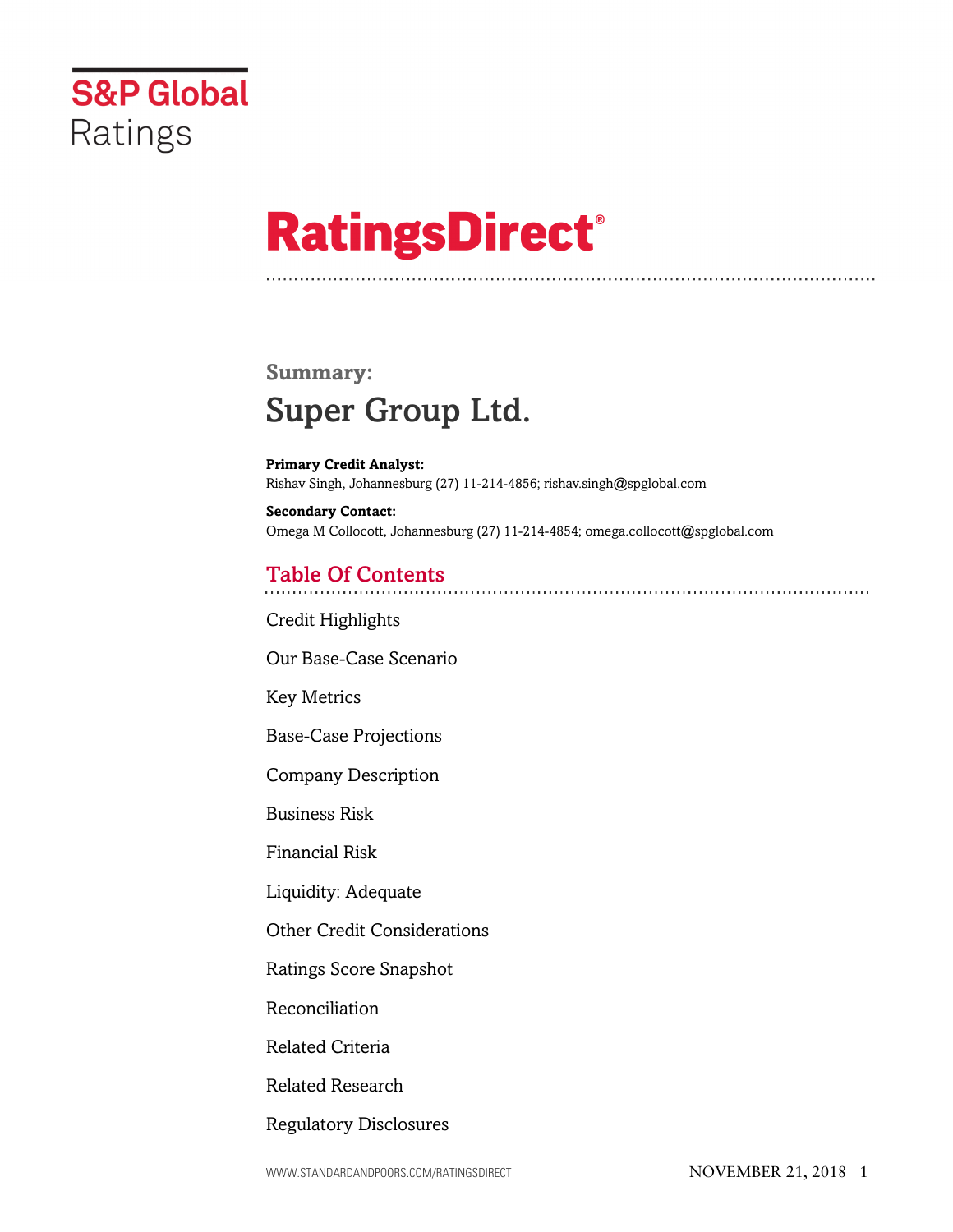S&P Global Ratings

# RatingsDirect®

## Summary:

# Super Group Ltd.

**Primary Credit Analyst:**
Rishav Singh, Johannesburg (27) 11-214-4856; rishav.singh@spglobal.com

**Secondary Contact:**
Omega M Collocott, Johannesburg (27) 11-214-4854; omega.collocott@spglobal.com

## Table Of Contents

Credit Highlights

Our Base-Case Scenario

Key Metrics

Base-Case Projections

Company Description

Business Risk

Financial Risk

Liquidity: Adequate

Other Credit Considerations

Ratings Score Snapshot

Reconciliation

Related Criteria

Related Research

Regulatory Disclosures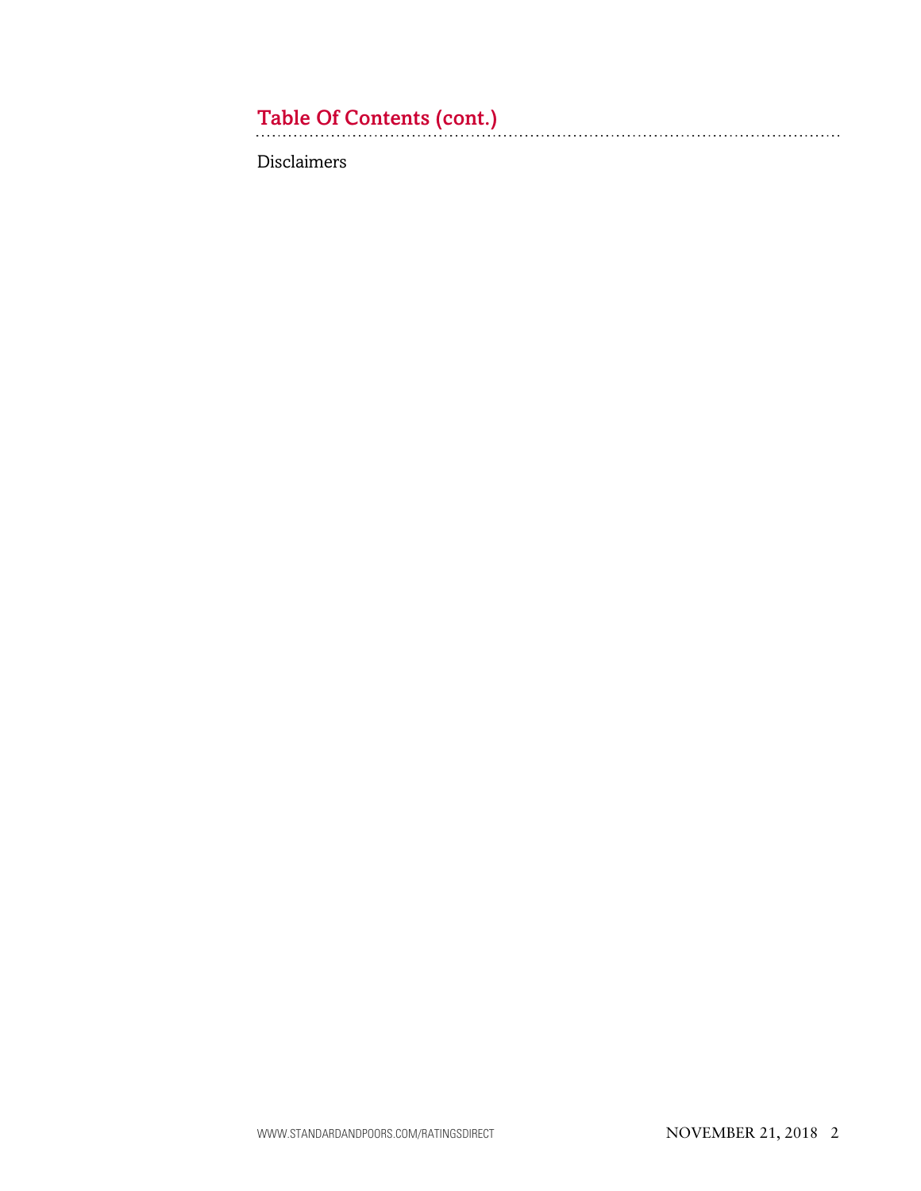## Table Of Contents (cont.)

Disclaimers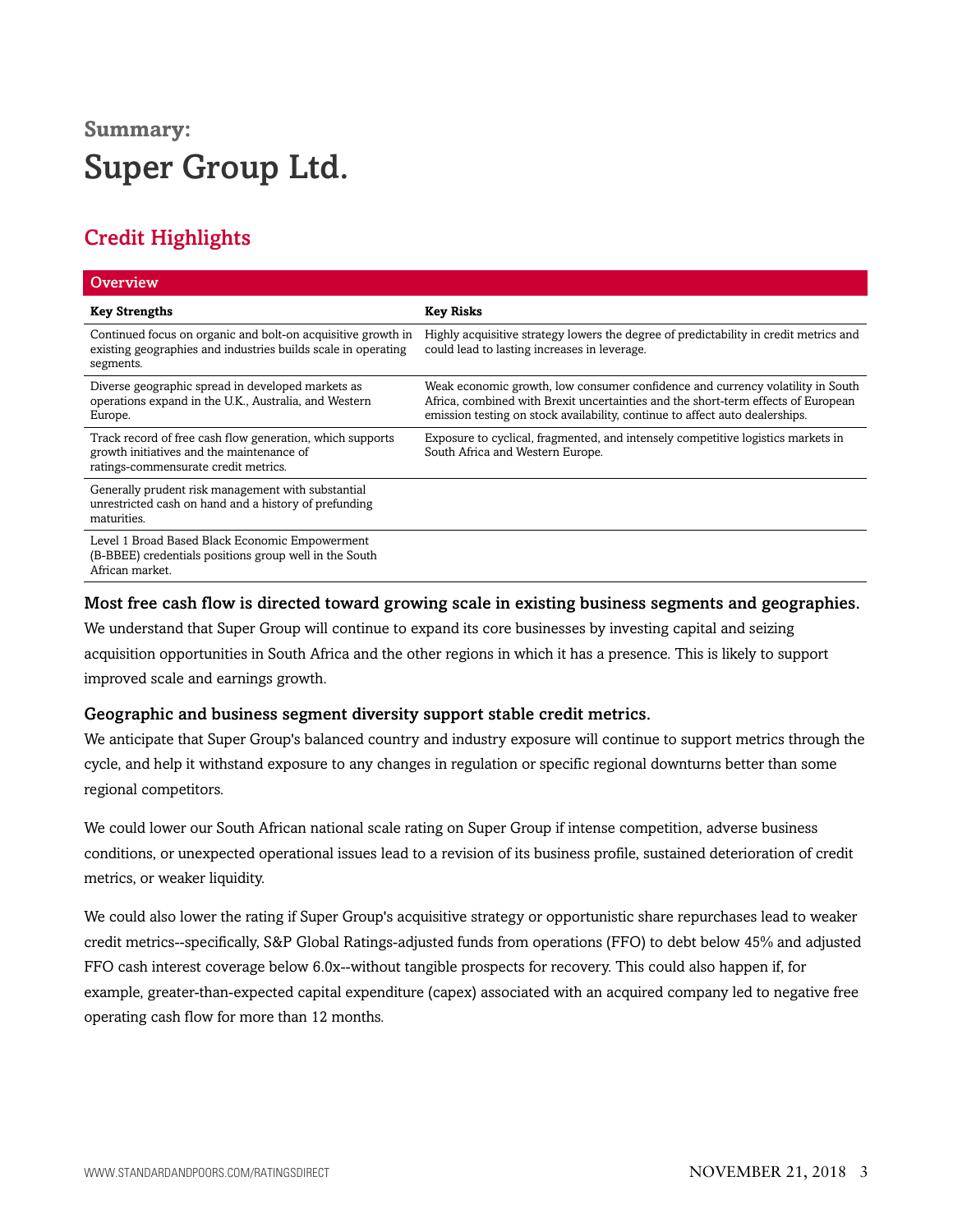**Summary:**

# Super Group Ltd.

## Credit Highlights

| Overview | |
|---|---|
| **Key Strengths** | **Key Risks** |
| Continued focus on organic and bolt-on acquisitive growth in existing geographies and industries builds scale in operating segments. | Highly acquisitive strategy lowers the degree of predictability in credit metrics and could lead to lasting increases in leverage. |
| Diverse geographic spread in developed markets as operations expand in the U.K., Australia, and Western Europe. | Weak economic growth, low consumer confidence and currency volatility in South Africa, combined with Brexit uncertainties and the short-term effects of European emission testing on stock availability, continue to affect auto dealerships. |
| Track record of free cash flow generation, which supports growth initiatives and the maintenance of ratings-commensurate credit metrics. | Exposure to cyclical, fragmented, and intensely competitive logistics markets in South Africa and Western Europe. |
| Generally prudent risk management with substantial unrestricted cash on hand and a history of prefunding maturities. | |
| Level 1 Broad Based Black Economic Empowerment (B-BBEE) credentials positions group well in the South African market. | |

### Most free cash flow is directed toward growing scale in existing business segments and geographies.

We understand that Super Group will continue to expand its core businesses by investing capital and seizing acquisition opportunities in South Africa and the other regions in which it has a presence. This is likely to support improved scale and earnings growth.

### Geographic and business segment diversity support stable credit metrics.

We anticipate that Super Group's balanced country and industry exposure will continue to support metrics through the cycle, and help it withstand exposure to any changes in regulation or specific regional downturns better than some regional competitors.

We could lower our South African national scale rating on Super Group if intense competition, adverse business conditions, or unexpected operational issues lead to a revision of its business profile, sustained deterioration of credit metrics, or weaker liquidity.

We could also lower the rating if Super Group's acquisitive strategy or opportunistic share repurchases lead to weaker credit metrics--specifically, S&P Global Ratings-adjusted funds from operations (FFO) to debt below 45% and adjusted FFO cash interest coverage below 6.0x--without tangible prospects for recovery. This could also happen if, for example, greater-than-expected capital expenditure (capex) associated with an acquired company led to negative free operating cash flow for more than 12 months.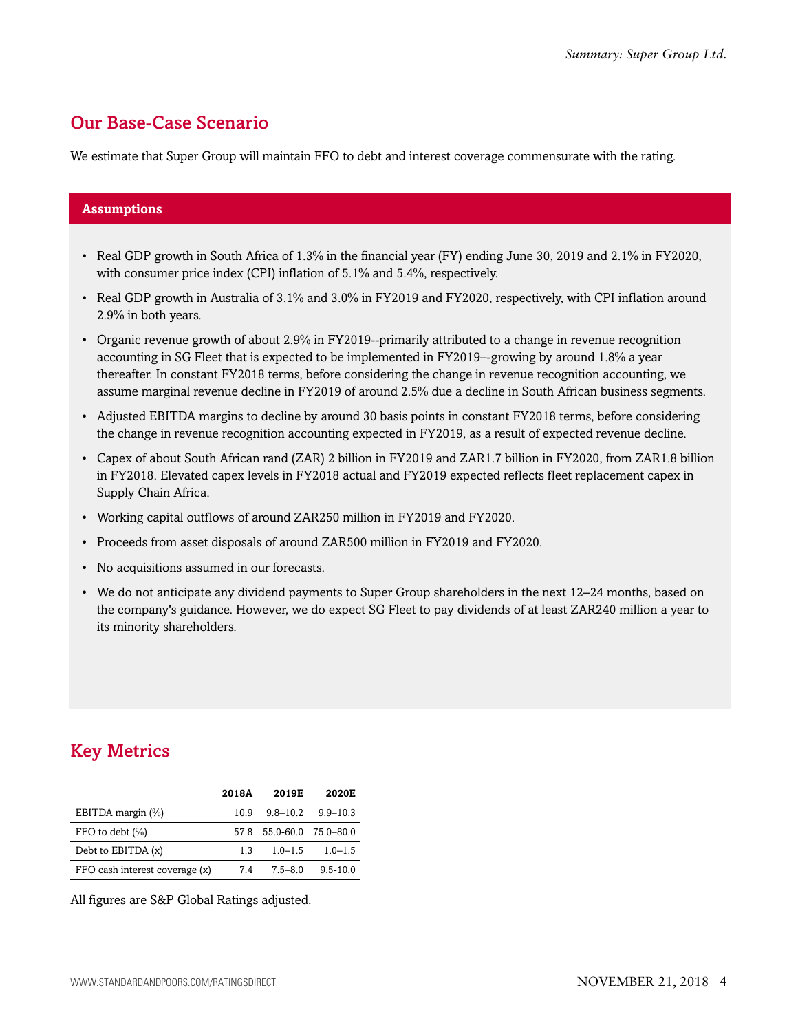## Our Base-Case Scenario

We estimate that Super Group will maintain FFO to debt and interest coverage commensurate with the rating.

### Assumptions

- Real GDP growth in South Africa of 1.3% in the financial year (FY) ending June 30, 2019 and 2.1% in FY2020, with consumer price index (CPI) inflation of 5.1% and 5.4%, respectively.
- Real GDP growth in Australia of 3.1% and 3.0% in FY2019 and FY2020, respectively, with CPI inflation around 2.9% in both years.
- Organic revenue growth of about 2.9% in FY2019--primarily attributed to a change in revenue recognition accounting in SG Fleet that is expected to be implemented in FY2019–-growing by around 1.8% a year thereafter. In constant FY2018 terms, before considering the change in revenue recognition accounting, we assume marginal revenue decline in FY2019 of around 2.5% due a decline in South African business segments.
- Adjusted EBITDA margins to decline by around 30 basis points in constant FY2018 terms, before considering the change in revenue recognition accounting expected in FY2019, as a result of expected revenue decline.
- Capex of about South African rand (ZAR) 2 billion in FY2019 and ZAR1.7 billion in FY2020, from ZAR1.8 billion in FY2018. Elevated capex levels in FY2018 actual and FY2019 expected reflects fleet replacement capex in Supply Chain Africa.
- Working capital outflows of around ZAR250 million in FY2019 and FY2020.
- Proceeds from asset disposals of around ZAR500 million in FY2019 and FY2020.
- No acquisitions assumed in our forecasts.
- We do not anticipate any dividend payments to Super Group shareholders in the next 12–24 months, based on the company's guidance. However, we do expect SG Fleet to pay dividends of at least ZAR240 million a year to its minority shareholders.

## Key Metrics

| | 2018A | 2019E | 2020E |
|---|---|---|---|
| EBITDA margin (%) | 10.9 | 9.8–10.2 | 9.9–10.3 |
| FFO to debt (%) | 57.8 | 55.0-60.0 | 75.0–80.0 |
| Debt to EBITDA (x) | 1.3 | 1.0–1.5 | 1.0–1.5 |
| FFO cash interest coverage (x) | 7.4 | 7.5–8.0 | 9.5-10.0 |

All figures are S&P Global Ratings adjusted.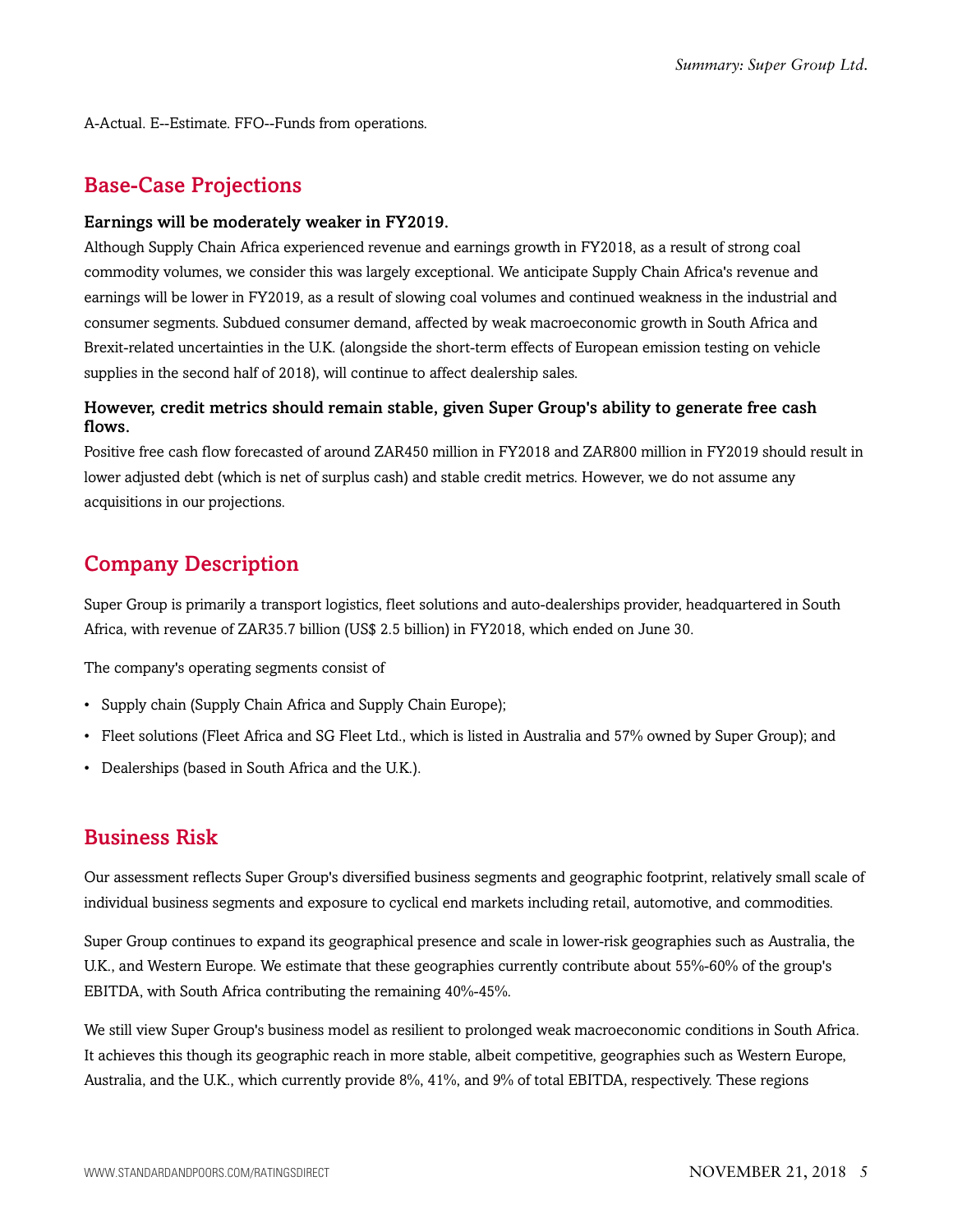A-Actual. E--Estimate. FFO--Funds from operations.

## Base-Case Projections

### Earnings will be moderately weaker in FY2019.

Although Supply Chain Africa experienced revenue and earnings growth in FY2018, as a result of strong coal commodity volumes, we consider this was largely exceptional. We anticipate Supply Chain Africa's revenue and earnings will be lower in FY2019, as a result of slowing coal volumes and continued weakness in the industrial and consumer segments. Subdued consumer demand, affected by weak macroeconomic growth in South Africa and Brexit-related uncertainties in the U.K. (alongside the short-term effects of European emission testing on vehicle supplies in the second half of 2018), will continue to affect dealership sales.

### However, credit metrics should remain stable, given Super Group's ability to generate free cash flows.

Positive free cash flow forecasted of around ZAR450 million in FY2018 and ZAR800 million in FY2019 should result in lower adjusted debt (which is net of surplus cash) and stable credit metrics. However, we do not assume any acquisitions in our projections.

## Company Description

Super Group is primarily a transport logistics, fleet solutions and auto-dealerships provider, headquartered in South Africa, with revenue of ZAR35.7 billion (US$ 2.5 billion) in FY2018, which ended on June 30.

The company's operating segments consist of

- Supply chain (Supply Chain Africa and Supply Chain Europe);
- Fleet solutions (Fleet Africa and SG Fleet Ltd., which is listed in Australia and 57% owned by Super Group); and
- Dealerships (based in South Africa and the U.K.).

## Business Risk

Our assessment reflects Super Group's diversified business segments and geographic footprint, relatively small scale of individual business segments and exposure to cyclical end markets including retail, automotive, and commodities.

Super Group continues to expand its geographical presence and scale in lower-risk geographies such as Australia, the U.K., and Western Europe. We estimate that these geographies currently contribute about 55%-60% of the group's EBITDA, with South Africa contributing the remaining 40%-45%.

We still view Super Group's business model as resilient to prolonged weak macroeconomic conditions in South Africa. It achieves this though its geographic reach in more stable, albeit competitive, geographies such as Western Europe, Australia, and the U.K., which currently provide 8%, 41%, and 9% of total EBITDA, respectively. These regions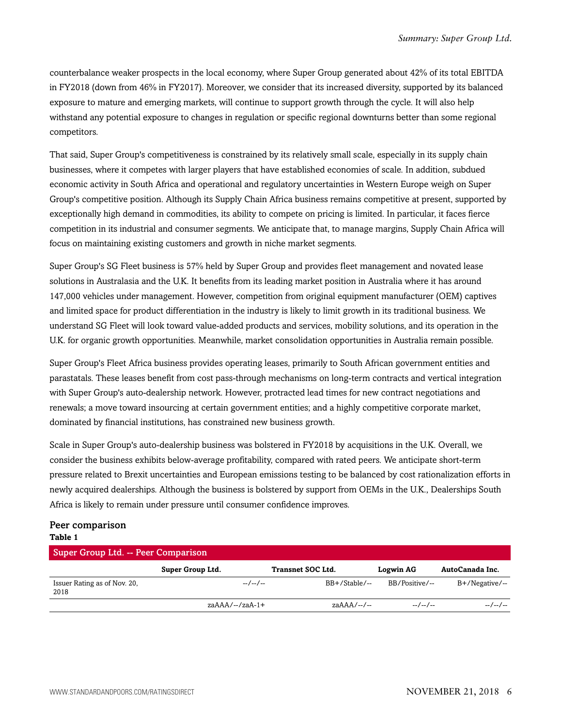counterbalance weaker prospects in the local economy, where Super Group generated about 42% of its total EBITDA in FY2018 (down from 46% in FY2017). Moreover, we consider that its increased diversity, supported by its balanced exposure to mature and emerging markets, will continue to support growth through the cycle. It will also help withstand any potential exposure to changes in regulation or specific regional downturns better than some regional competitors.

That said, Super Group's competitiveness is constrained by its relatively small scale, especially in its supply chain businesses, where it competes with larger players that have established economies of scale. In addition, subdued economic activity in South Africa and operational and regulatory uncertainties in Western Europe weigh on Super Group's competitive position. Although its Supply Chain Africa business remains competitive at present, supported by exceptionally high demand in commodities, its ability to compete on pricing is limited. In particular, it faces fierce competition in its industrial and consumer segments. We anticipate that, to manage margins, Supply Chain Africa will focus on maintaining existing customers and growth in niche market segments.

Super Group's SG Fleet business is 57% held by Super Group and provides fleet management and novated lease solutions in Australasia and the U.K. It benefits from its leading market position in Australia where it has around 147,000 vehicles under management. However, competition from original equipment manufacturer (OEM) captives and limited space for product differentiation in the industry is likely to limit growth in its traditional business. We understand SG Fleet will look toward value-added products and services, mobility solutions, and its operation in the U.K. for organic growth opportunities. Meanwhile, market consolidation opportunities in Australia remain possible.

Super Group's Fleet Africa business provides operating leases, primarily to South African government entities and parastatals. These leases benefit from cost pass-through mechanisms on long-term contracts and vertical integration with Super Group's auto-dealership network. However, protracted lead times for new contract negotiations and renewals; a move toward insourcing at certain government entities; and a highly competitive corporate market, dominated by financial institutions, has constrained new business growth.

Scale in Super Group's auto-dealership business was bolstered in FY2018 by acquisitions in the U.K. Overall, we consider the business exhibits below-average profitability, compared with rated peers. We anticipate short-term pressure related to Brexit uncertainties and European emissions testing to be balanced by cost rationalization efforts in newly acquired dealerships. Although the business is bolstered by support from OEMs in the U.K., Dealerships South Africa is likely to remain under pressure until consumer confidence improves.

## Peer comparison

**Table 1**

**Super Group Ltd. -- Peer Comparison**

| | Super Group Ltd. | Transnet SOC Ltd. | Logwin AG | AutoCanada Inc. |
|---|---|---|---|---|
| Issuer Rating as of Nov. 20, 2018 | --/--/-- | BB+/Stable/-- | BB/Positive/-- | B+/Negative/-- |
| | zaAAA/--/zaA-1+ | zaAAA/--/-- | --/--/-- | --/--/-- |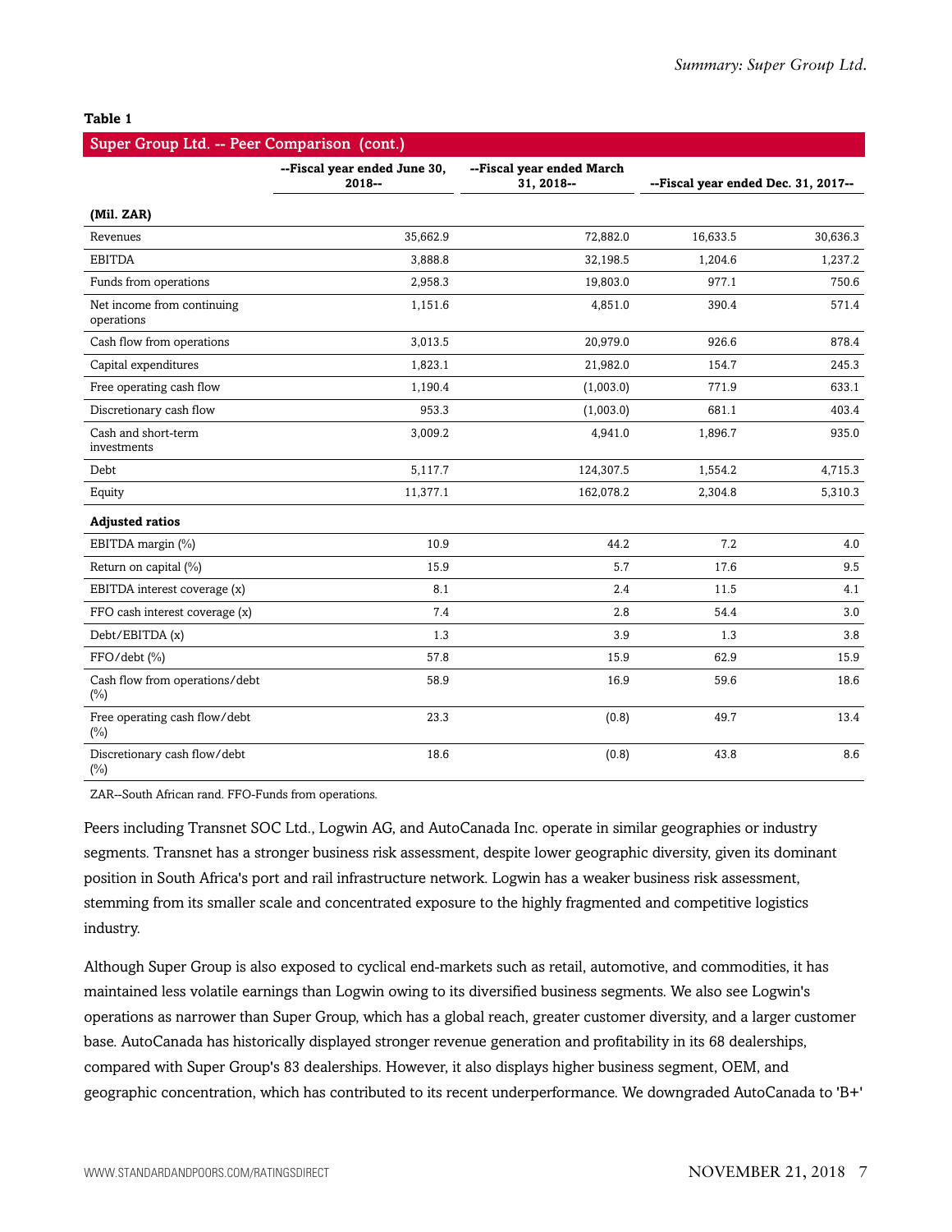**Table 1**

| Super Group Ltd. -- Peer Comparison (cont.) | | | | |
|---|---|---|---|---|
| | --Fiscal year ended June 30, 2018-- | --Fiscal year ended March 31, 2018-- | --Fiscal year ended Dec. 31, 2017-- | |
| **(Mil. ZAR)** | | | | |
| Revenues | 35,662.9 | 72,882.0 | 16,633.5 | 30,636.3 |
| EBITDA | 3,888.8 | 32,198.5 | 1,204.6 | 1,237.2 |
| Funds from operations | 2,958.3 | 19,803.0 | 977.1 | 750.6 |
| Net income from continuing operations | 1,151.6 | 4,851.0 | 390.4 | 571.4 |
| Cash flow from operations | 3,013.5 | 20,979.0 | 926.6 | 878.4 |
| Capital expenditures | 1,823.1 | 21,982.0 | 154.7 | 245.3 |
| Free operating cash flow | 1,190.4 | (1,003.0) | 771.9 | 633.1 |
| Discretionary cash flow | 953.3 | (1,003.0) | 681.1 | 403.4 |
| Cash and short-term investments | 3,009.2 | 4,941.0 | 1,896.7 | 935.0 |
| Debt | 5,117.7 | 124,307.5 | 1,554.2 | 4,715.3 |
| Equity | 11,377.1 | 162,078.2 | 2,304.8 | 5,310.3 |
| **Adjusted ratios** | | | | |
| EBITDA margin (%) | 10.9 | 44.2 | 7.2 | 4.0 |
| Return on capital (%) | 15.9 | 5.7 | 17.6 | 9.5 |
| EBITDA interest coverage (x) | 8.1 | 2.4 | 11.5 | 4.1 |
| FFO cash interest coverage (x) | 7.4 | 2.8 | 54.4 | 3.0 |
| Debt/EBITDA (x) | 1.3 | 3.9 | 1.3 | 3.8 |
| FFO/debt (%) | 57.8 | 15.9 | 62.9 | 15.9 |
| Cash flow from operations/debt (%) | 58.9 | 16.9 | 59.6 | 18.6 |
| Free operating cash flow/debt (%) | 23.3 | (0.8) | 49.7 | 13.4 |
| Discretionary cash flow/debt (%) | 18.6 | (0.8) | 43.8 | 8.6 |

ZAR--South African rand. FFO-Funds from operations.

Peers including Transnet SOC Ltd., Logwin AG, and AutoCanada Inc. operate in similar geographies or industry segments. Transnet has a stronger business risk assessment, despite lower geographic diversity, given its dominant position in South Africa's port and rail infrastructure network. Logwin has a weaker business risk assessment, stemming from its smaller scale and concentrated exposure to the highly fragmented and competitive logistics industry.

Although Super Group is also exposed to cyclical end-markets such as retail, automotive, and commodities, it has maintained less volatile earnings than Logwin owing to its diversified business segments. We also see Logwin's operations as narrower than Super Group, which has a global reach, greater customer diversity, and a larger customer base. AutoCanada has historically displayed stronger revenue generation and profitability in its 68 dealerships, compared with Super Group's 83 dealerships. However, it also displays higher business segment, OEM, and geographic concentration, which has contributed to its recent underperformance. We downgraded AutoCanada to 'B+'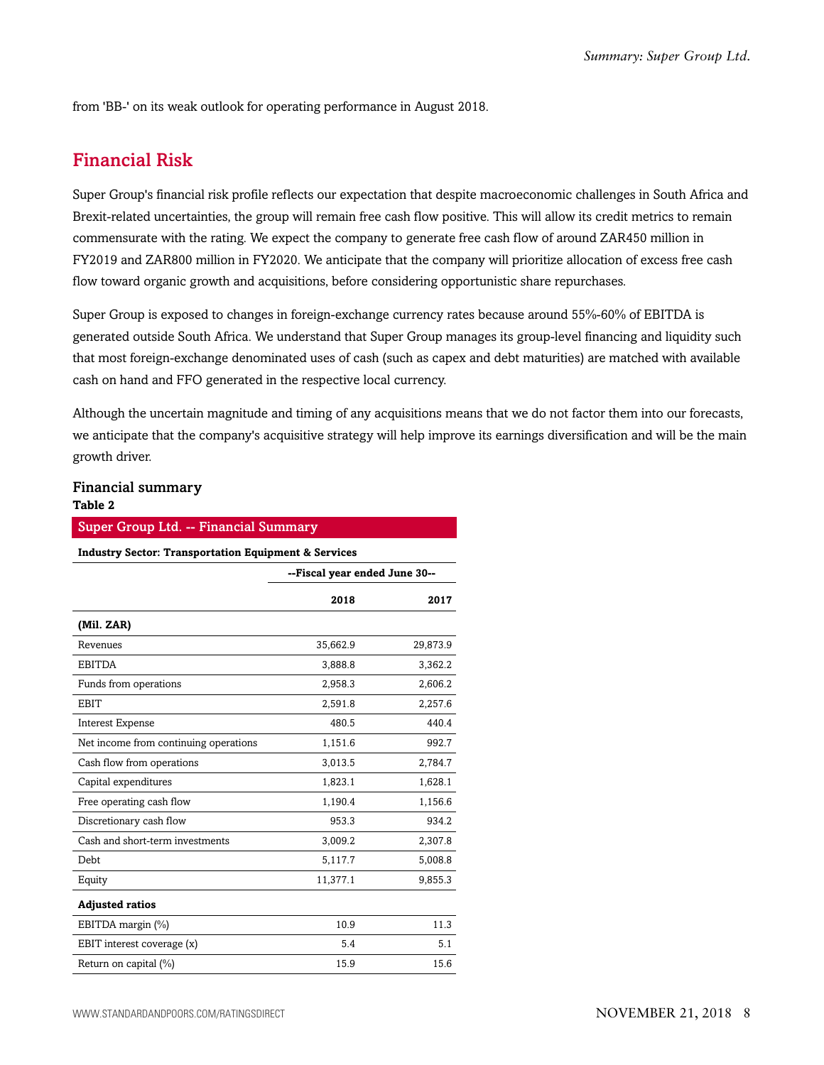from 'BB-' on its weak outlook for operating performance in August 2018.

## Financial Risk

Super Group's financial risk profile reflects our expectation that despite macroeconomic challenges in South Africa and Brexit-related uncertainties, the group will remain free cash flow positive. This will allow its credit metrics to remain commensurate with the rating. We expect the company to generate free cash flow of around ZAR450 million in FY2019 and ZAR800 million in FY2020. We anticipate that the company will prioritize allocation of excess free cash flow toward organic growth and acquisitions, before considering opportunistic share repurchases.

Super Group is exposed to changes in foreign-exchange currency rates because around 55%-60% of EBITDA is generated outside South Africa. We understand that Super Group manages its group-level financing and liquidity such that most foreign-exchange denominated uses of cash (such as capex and debt maturities) are matched with available cash on hand and FFO generated in the respective local currency.

Although the uncertain magnitude and timing of any acquisitions means that we do not factor them into our forecasts, we anticipate that the company's acquisitive strategy will help improve its earnings diversification and will be the main growth driver.

### Financial summary

**Table 2**

| Super Group Ltd. -- Financial Summary | | |
|---|---|---|
| **Industry Sector: Transportation Equipment & Services** | | |
| | **--Fiscal year ended June 30--** | |
| | **2018** | **2017** |
| **(Mil. ZAR)** | | |
| Revenues | 35,662.9 | 29,873.9 |
| EBITDA | 3,888.8 | 3,362.2 |
| Funds from operations | 2,958.3 | 2,606.2 |
| EBIT | 2,591.8 | 2,257.6 |
| Interest Expense | 480.5 | 440.4 |
| Net income from continuing operations | 1,151.6 | 992.7 |
| Cash flow from operations | 3,013.5 | 2,784.7 |
| Capital expenditures | 1,823.1 | 1,628.1 |
| Free operating cash flow | 1,190.4 | 1,156.6 |
| Discretionary cash flow | 953.3 | 934.2 |
| Cash and short-term investments | 3,009.2 | 2,307.8 |
| Debt | 5,117.7 | 5,008.8 |
| Equity | 11,377.1 | 9,855.3 |
| **Adjusted ratios** | | |
| EBITDA margin (%) | 10.9 | 11.3 |
| EBIT interest coverage (x) | 5.4 | 5.1 |
| Return on capital (%) | 15.9 | 15.6 |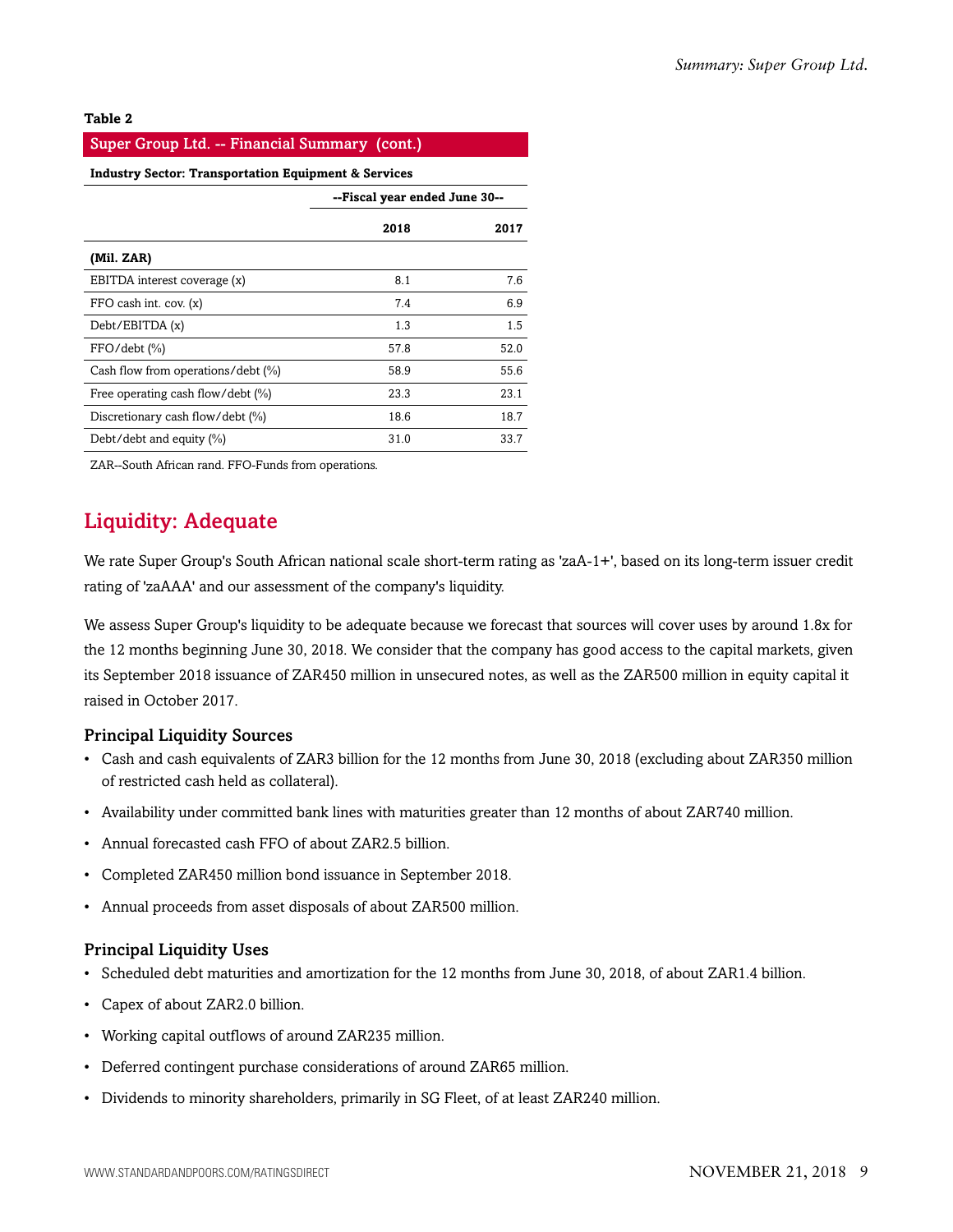**Table 2**

| Super Group Ltd. -- Financial Summary (cont.) | | |
|---|---|---|
| **Industry Sector: Transportation Equipment & Services** | | |
| | **--Fiscal year ended June 30--** | |
| | **2018** | **2017** |
| **(Mil. ZAR)** | | |
| EBITDA interest coverage (x) | 8.1 | 7.6 |
| FFO cash int. cov. (x) | 7.4 | 6.9 |
| Debt/EBITDA (x) | 1.3 | 1.5 |
| FFO/debt (%) | 57.8 | 52.0 |
| Cash flow from operations/debt (%) | 58.9 | 55.6 |
| Free operating cash flow/debt (%) | 23.3 | 23.1 |
| Discretionary cash flow/debt (%) | 18.6 | 18.7 |
| Debt/debt and equity (%) | 31.0 | 33.7 |

ZAR--South African rand. FFO-Funds from operations.

## Liquidity: Adequate

We rate Super Group's South African national scale short-term rating as 'zaA-1+', based on its long-term issuer credit rating of 'zaAAA' and our assessment of the company's liquidity.

We assess Super Group's liquidity to be adequate because we forecast that sources will cover uses by around 1.8x for the 12 months beginning June 30, 2018. We consider that the company has good access to the capital markets, given its September 2018 issuance of ZAR450 million in unsecured notes, as well as the ZAR500 million in equity capital it raised in October 2017.

### Principal Liquidity Sources

- Cash and cash equivalents of ZAR3 billion for the 12 months from June 30, 2018 (excluding about ZAR350 million of restricted cash held as collateral).
- Availability under committed bank lines with maturities greater than 12 months of about ZAR740 million.
- Annual forecasted cash FFO of about ZAR2.5 billion.
- Completed ZAR450 million bond issuance in September 2018.
- Annual proceeds from asset disposals of about ZAR500 million.

### Principal Liquidity Uses

- Scheduled debt maturities and amortization for the 12 months from June 30, 2018, of about ZAR1.4 billion.
- Capex of about ZAR2.0 billion.
- Working capital outflows of around ZAR235 million.
- Deferred contingent purchase considerations of around ZAR65 million.
- Dividends to minority shareholders, primarily in SG Fleet, of at least ZAR240 million.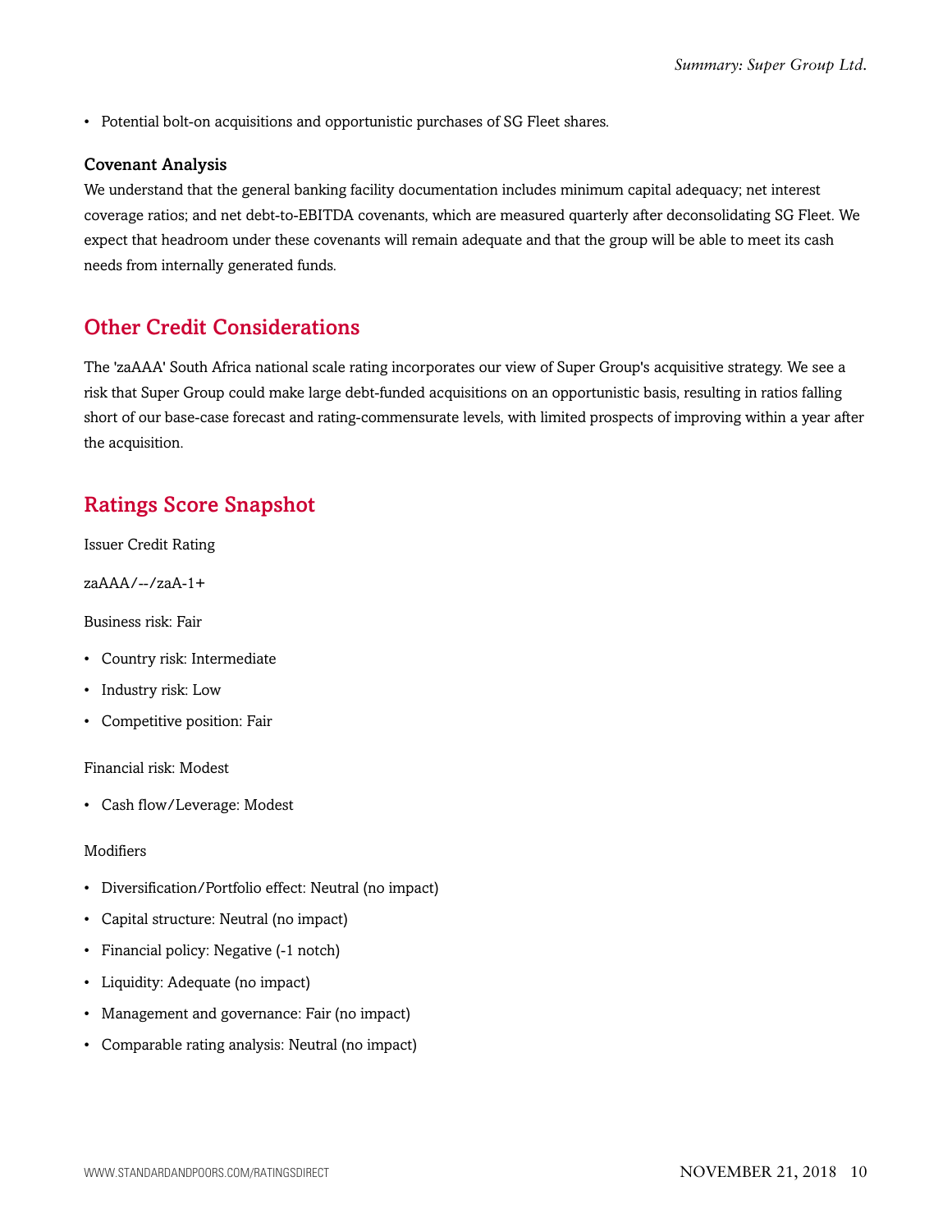- Potential bolt-on acquisitions and opportunistic purchases of SG Fleet shares.

### Covenant Analysis

We understand that the general banking facility documentation includes minimum capital adequacy; net interest coverage ratios; and net debt-to-EBITDA covenants, which are measured quarterly after deconsolidating SG Fleet. We expect that headroom under these covenants will remain adequate and that the group will be able to meet its cash needs from internally generated funds.

## Other Credit Considerations

The 'zaAAA' South Africa national scale rating incorporates our view of Super Group's acquisitive strategy. We see a risk that Super Group could make large debt-funded acquisitions on an opportunistic basis, resulting in ratios falling short of our base-case forecast and rating-commensurate levels, with limited prospects of improving within a year after the acquisition.

## Ratings Score Snapshot

Issuer Credit Rating

zaAAA/--/zaA-1+

Business risk: Fair

- Country risk: Intermediate
- Industry risk: Low
- Competitive position: Fair

Financial risk: Modest

- Cash flow/Leverage: Modest

Modifiers

- Diversification/Portfolio effect: Neutral (no impact)
- Capital structure: Neutral (no impact)
- Financial policy: Negative (-1 notch)
- Liquidity: Adequate (no impact)
- Management and governance: Fair (no impact)
- Comparable rating analysis: Neutral (no impact)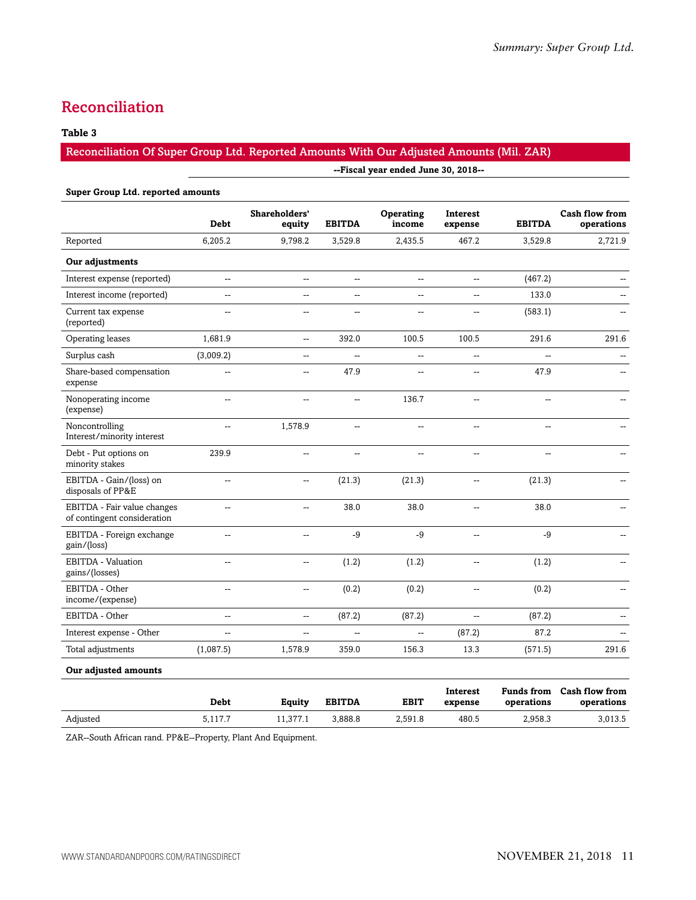## Reconciliation

**Table 3**

| Reconciliation Of Super Group Ltd. Reported Amounts With Our Adjusted Amounts (Mil. ZAR) | | | | | | | |
|---|---|---|---|---|---|---|---|
| | --Fiscal year ended June 30, 2018-- | | | | | | |
| **Super Group Ltd. reported amounts** | | | | | | | |
| | **Debt** | **Shareholders' equity** | **EBITDA** | **Operating income** | **Interest expense** | **EBITDA** | **Cash flow from operations** |
| Reported | 6,205.2 | 9,798.2 | 3,529.8 | 2,435.5 | 467.2 | 3,529.8 | 2,721.9 |
| **Our adjustments** | | | | | | | |
| Interest expense (reported) | -- | -- | -- | -- | -- | (467.2) | -- |
| Interest income (reported) | -- | -- | -- | -- | -- | 133.0 | -- |
| Current tax expense (reported) | -- | -- | -- | -- | -- | (583.1) | -- |
| Operating leases | 1,681.9 | -- | 392.0 | 100.5 | 100.5 | 291.6 | 291.6 |
| Surplus cash | (3,009.2) | -- | -- | -- | -- | -- | -- |
| Share-based compensation expense | -- | -- | 47.9 | -- | -- | 47.9 | -- |
| Nonoperating income (expense) | -- | -- | -- | 136.7 | -- | -- | -- |
| Noncontrolling Interest/minority interest | -- | 1,578.9 | -- | -- | -- | -- | -- |
| Debt - Put options on minority stakes | 239.9 | -- | -- | -- | -- | -- | -- |
| EBITDA - Gain/(loss) on disposals of PP&E | -- | -- | (21.3) | (21.3) | -- | (21.3) | -- |
| EBITDA - Fair value changes of contingent consideration | -- | -- | 38.0 | 38.0 | -- | 38.0 | -- |
| EBITDA - Foreign exchange gain/(loss) | -- | -- | -9 | -9 | -- | -9 | -- |
| EBITDA - Valuation gains/(losses) | -- | -- | (1.2) | (1.2) | -- | (1.2) | -- |
| EBITDA - Other income/(expense) | -- | -- | (0.2) | (0.2) | -- | (0.2) | -- |
| EBITDA - Other | -- | -- | (87.2) | (87.2) | -- | (87.2) | -- |
| Interest expense - Other | -- | -- | -- | -- | (87.2) | 87.2 | -- |
| Total adjustments | (1,087.5) | 1,578.9 | 359.0 | 156.3 | 13.3 | (571.5) | 291.6 |
| **Our adjusted amounts** | | | | | | | |
| | **Debt** | **Equity** | **EBITDA** | **EBIT** | **Interest expense** | **Funds from operations** | **Cash flow from operations** |
| Adjusted | 5,117.7 | 11,377.1 | 3,888.8 | 2,591.8 | 480.5 | 2,958.3 | 3,013.5 |

ZAR--South African rand. PP&E--Property, Plant And Equipment.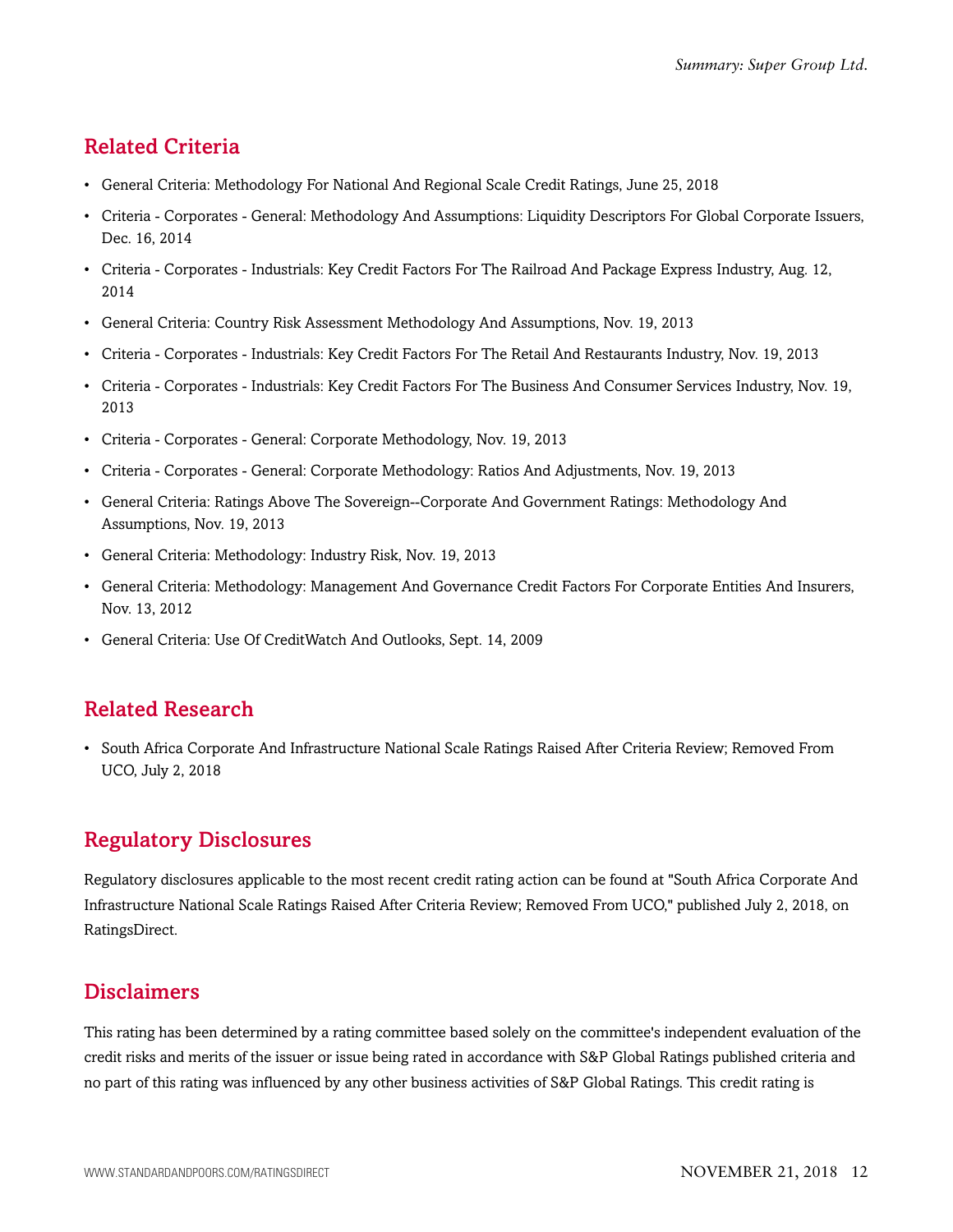## Related Criteria

- General Criteria: Methodology For National And Regional Scale Credit Ratings, June 25, 2018
- Criteria - Corporates - General: Methodology And Assumptions: Liquidity Descriptors For Global Corporate Issuers, Dec. 16, 2014
- Criteria - Corporates - Industrials: Key Credit Factors For The Railroad And Package Express Industry, Aug. 12, 2014
- General Criteria: Country Risk Assessment Methodology And Assumptions, Nov. 19, 2013
- Criteria - Corporates - Industrials: Key Credit Factors For The Retail And Restaurants Industry, Nov. 19, 2013
- Criteria - Corporates - Industrials: Key Credit Factors For The Business And Consumer Services Industry, Nov. 19, 2013
- Criteria - Corporates - General: Corporate Methodology, Nov. 19, 2013
- Criteria - Corporates - General: Corporate Methodology: Ratios And Adjustments, Nov. 19, 2013
- General Criteria: Ratings Above The Sovereign--Corporate And Government Ratings: Methodology And Assumptions, Nov. 19, 2013
- General Criteria: Methodology: Industry Risk, Nov. 19, 2013
- General Criteria: Methodology: Management And Governance Credit Factors For Corporate Entities And Insurers, Nov. 13, 2012
- General Criteria: Use Of CreditWatch And Outlooks, Sept. 14, 2009

## Related Research

- South Africa Corporate And Infrastructure National Scale Ratings Raised After Criteria Review; Removed From UCO, July 2, 2018

## Regulatory Disclosures

Regulatory disclosures applicable to the most recent credit rating action can be found at "South Africa Corporate And Infrastructure National Scale Ratings Raised After Criteria Review; Removed From UCO," published July 2, 2018, on RatingsDirect.

## Disclaimers

This rating has been determined by a rating committee based solely on the committee's independent evaluation of the credit risks and merits of the issuer or issue being rated in accordance with S&P Global Ratings published criteria and no part of this rating was influenced by any other business activities of S&P Global Ratings. This credit rating is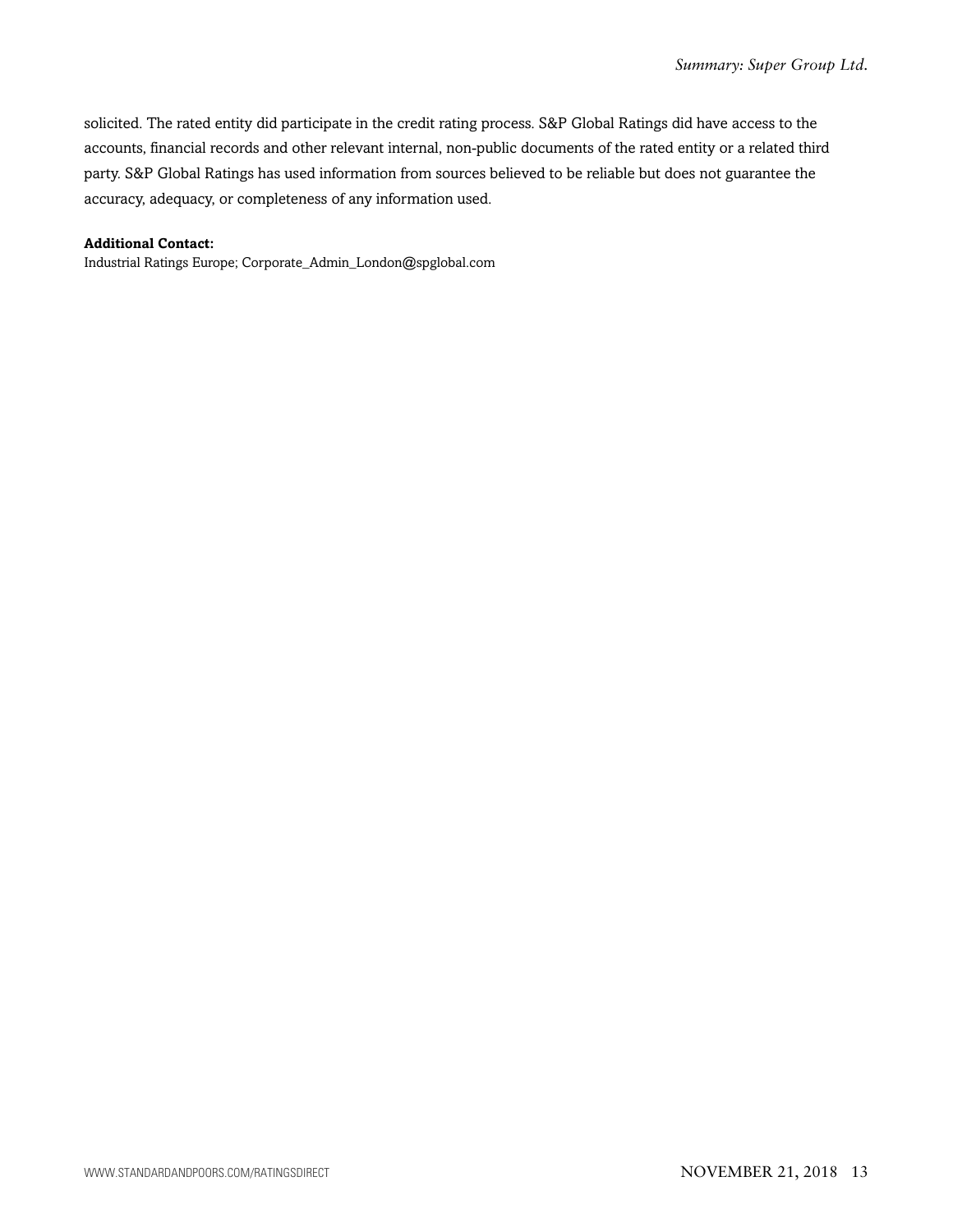solicited. The rated entity did participate in the credit rating process. S&P Global Ratings did have access to the accounts, financial records and other relevant internal, non-public documents of the rated entity or a related third party. S&P Global Ratings has used information from sources believed to be reliable but does not guarantee the accuracy, adequacy, or completeness of any information used.

**Additional Contact:**
Industrial Ratings Europe; Corporate_Admin_London@spglobal.com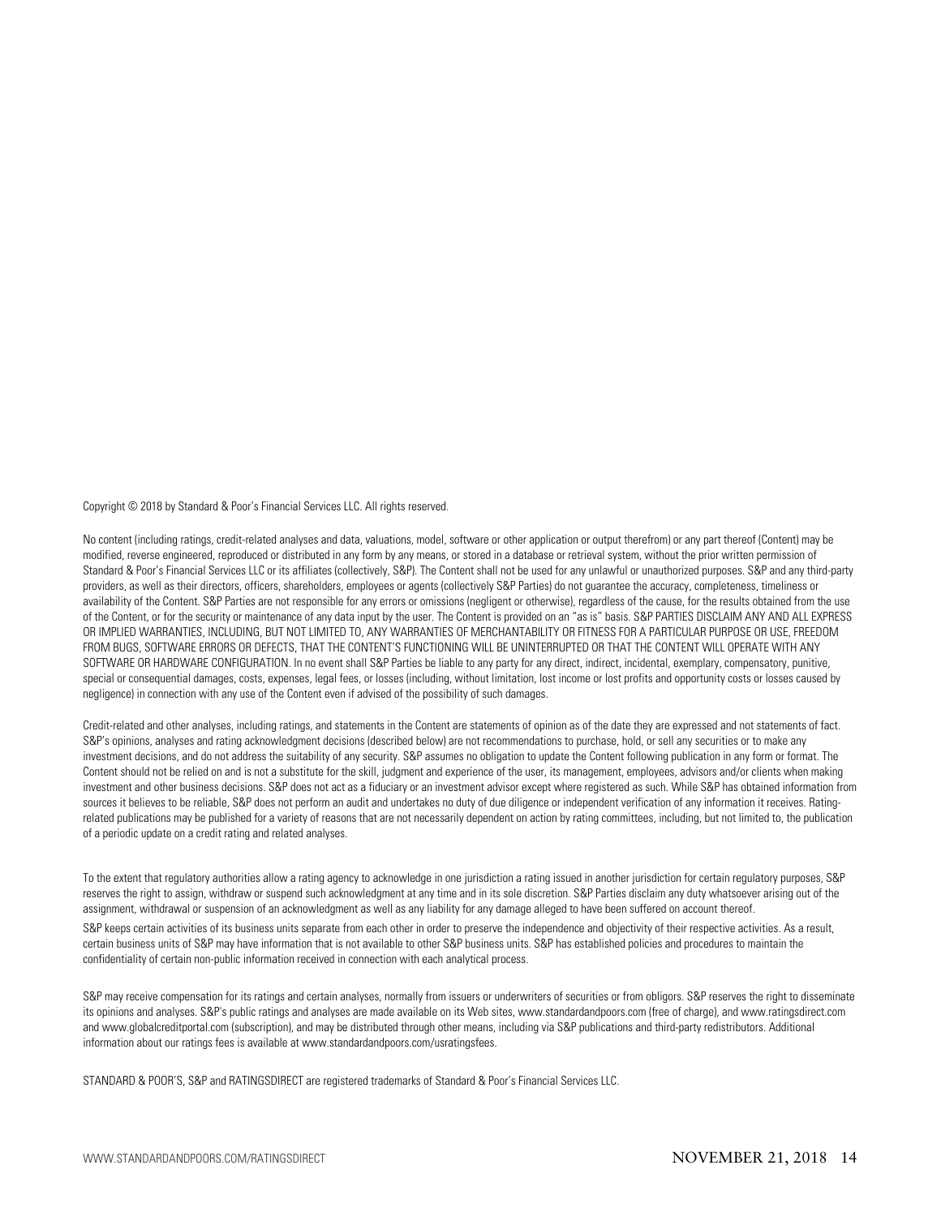Copyright © 2018 by Standard & Poor's Financial Services LLC. All rights reserved.

No content (including ratings, credit-related analyses and data, valuations, model, software or other application or output therefrom) or any part thereof (Content) may be modified, reverse engineered, reproduced or distributed in any form by any means, or stored in a database or retrieval system, without the prior written permission of Standard & Poor's Financial Services LLC or its affiliates (collectively, S&P). The Content shall not be used for any unlawful or unauthorized purposes. S&P and any third-party providers, as well as their directors, officers, shareholders, employees or agents (collectively S&P Parties) do not guarantee the accuracy, completeness, timeliness or availability of the Content. S&P Parties are not responsible for any errors or omissions (negligent or otherwise), regardless of the cause, for the results obtained from the use of the Content, or for the security or maintenance of any data input by the user. The Content is provided on an "as is" basis. S&P PARTIES DISCLAIM ANY AND ALL EXPRESS OR IMPLIED WARRANTIES, INCLUDING, BUT NOT LIMITED TO, ANY WARRANTIES OF MERCHANTABILITY OR FITNESS FOR A PARTICULAR PURPOSE OR USE, FREEDOM FROM BUGS, SOFTWARE ERRORS OR DEFECTS, THAT THE CONTENT'S FUNCTIONING WILL BE UNINTERRUPTED OR THAT THE CONTENT WILL OPERATE WITH ANY SOFTWARE OR HARDWARE CONFIGURATION. In no event shall S&P Parties be liable to any party for any direct, indirect, incidental, exemplary, compensatory, punitive, special or consequential damages, costs, expenses, legal fees, or losses (including, without limitation, lost income or lost profits and opportunity costs or losses caused by negligence) in connection with any use of the Content even if advised of the possibility of such damages.

Credit-related and other analyses, including ratings, and statements in the Content are statements of opinion as of the date they are expressed and not statements of fact. S&P's opinions, analyses and rating acknowledgment decisions (described below) are not recommendations to purchase, hold, or sell any securities or to make any investment decisions, and do not address the suitability of any security. S&P assumes no obligation to update the Content following publication in any form or format. The Content should not be relied on and is not a substitute for the skill, judgment and experience of the user, its management, employees, advisors and/or clients when making investment and other business decisions. S&P does not act as a fiduciary or an investment advisor except where registered as such. While S&P has obtained information from sources it believes to be reliable, S&P does not perform an audit and undertakes no duty of due diligence or independent verification of any information it receives. Rating-related publications may be published for a variety of reasons that are not necessarily dependent on action by rating committees, including, but not limited to, the publication of a periodic update on a credit rating and related analyses.

To the extent that regulatory authorities allow a rating agency to acknowledge in one jurisdiction a rating issued in another jurisdiction for certain regulatory purposes, S&P reserves the right to assign, withdraw or suspend such acknowledgment at any time and in its sole discretion. S&P Parties disclaim any duty whatsoever arising out of the assignment, withdrawal or suspension of an acknowledgment as well as any liability for any damage alleged to have been suffered on account thereof.

S&P keeps certain activities of its business units separate from each other in order to preserve the independence and objectivity of their respective activities. As a result, certain business units of S&P may have information that is not available to other S&P business units. S&P has established policies and procedures to maintain the confidentiality of certain non-public information received in connection with each analytical process.

S&P may receive compensation for its ratings and certain analyses, normally from issuers or underwriters of securities or from obligors. S&P reserves the right to disseminate its opinions and analyses. S&P's public ratings and analyses are made available on its Web sites, www.standardandpoors.com (free of charge), and www.ratingsdirect.com and www.globalcreditportal.com (subscription), and may be distributed through other means, including via S&P publications and third-party redistributors. Additional information about our ratings fees is available at www.standardandpoors.com/usratingsfees.

STANDARD & POOR'S, S&P and RATINGSDIRECT are registered trademarks of Standard & Poor's Financial Services LLC.